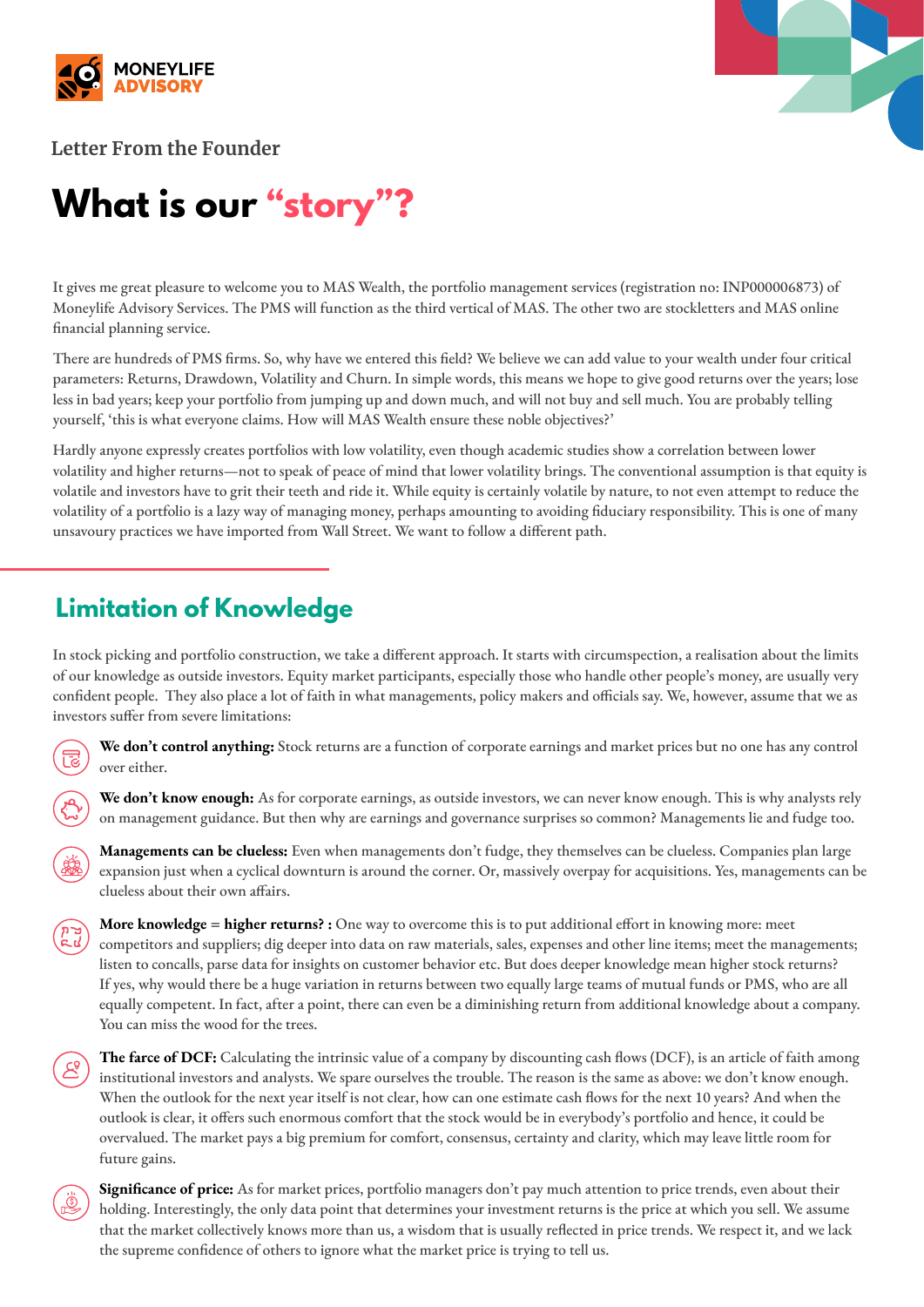MONEYLIFE ADVISORY

Letter From the Founder

# What is our "story"?

It gives me great pleasure to welcome you to MAS Wealth, the portfolio management services (registration no: INP000006873) of Moneylife Advisory Services. The PMS will function as the third vertical of MAS. The other two are stockletters and MAS online financial planning service.

There are hundreds of PMS firms. So, why have we entered this field? We believe we can add value to your wealth under four critical parameters: Returns, Drawdown, Volatility and Churn. In simple words, this means we hope to give good returns over the years; lose less in bad years; keep your portfolio from jumping up and down much, and will not buy and sell much. You are probably telling yourself, 'this is what everyone claims. How will MAS Wealth ensure these noble objectives?'

Hardly anyone expressly creates portfolios with low volatility, even though academic studies show a correlation between lower volatility and higher returns—not to speak of peace of mind that lower volatility brings. The conventional assumption is that equity is volatile and investors have to grit their teeth and ride it. While equity is certainly volatile by nature, to not even attempt to reduce the volatility of a portfolio is a lazy way of managing money, perhaps amounting to avoiding fiduciary responsibility. This is one of many unsavoury practices we have imported from Wall Street. We want to follow a different path.

## Limitation of Knowledge

In stock picking and portfolio construction, we take a different approach. It starts with circumspection, a realisation about the limits of our knowledge as outside investors. Equity market participants, especially those who handle other people's money, are usually very confident people. They also place a lot of faith in what managements, policy makers and officials say. We, however, assume that we as investors suffer from severe limitations:

- **We don't control anything:** Stock returns are a function of corporate earnings and market prices but no one has any control over either.
- **We don't know enough:** As for corporate earnings, as outside investors, we can never know enough. This is why analysts rely on management guidance. But then why are earnings and governance surprises so common? Managements lie and fudge too.
- **Managements can be clueless:** Even when managements don't fudge, they themselves can be clueless. Companies plan large expansion just when a cyclical downturn is around the corner. Or, massively overpay for acquisitions. Yes, managements can be clueless about their own affairs.
- **More knowledge = higher returns? :** One way to overcome this is to put additional effort in knowing more: meet competitors and suppliers; dig deeper into data on raw materials, sales, expenses and other line items; meet the managements; listen to concalls, parse data for insights on customer behavior etc. But does deeper knowledge mean higher stock returns? If yes, why would there be a huge variation in returns between two equally large teams of mutual funds or PMS, who are all equally competent. In fact, after a point, there can even be a diminishing return from additional knowledge about a company. You can miss the wood for the trees.
- **The farce of DCF:** Calculating the intrinsic value of a company by discounting cash flows (DCF), is an article of faith among institutional investors and analysts. We spare ourselves the trouble. The reason is the same as above: we don't know enough. When the outlook for the next year itself is not clear, how can one estimate cash flows for the next 10 years? And when the outlook is clear, it offers such enormous comfort that the stock would be in everybody's portfolio and hence, it could be overvalued. The market pays a big premium for comfort, consensus, certainty and clarity, which may leave little room for future gains.
- **Significance of price:** As for market prices, portfolio managers don't pay much attention to price trends, even about their holding. Interestingly, the only data point that determines your investment returns is the price at which you sell. We assume that the market collectively knows more than us, a wisdom that is usually reflected in price trends. We respect it, and we lack the supreme confidence of others to ignore what the market price is trying to tell us.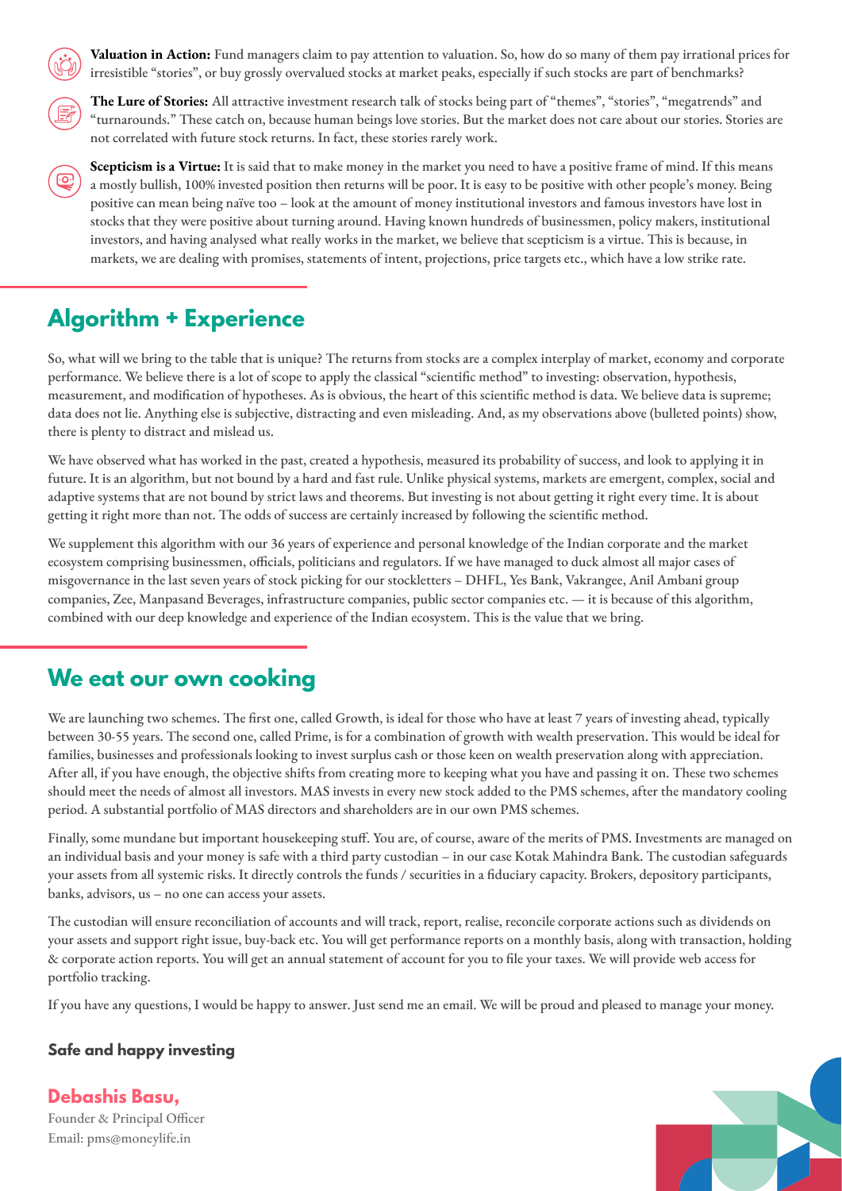**Valuation in Action:** Fund managers claim to pay attention to valuation. So, how do so many of them pay irrational prices for irresistible "stories", or buy grossly overvalued stocks at market peaks, especially if such stocks are part of benchmarks?

**The Lure of Stories:** All attractive investment research talk of stocks being part of "themes", "stories", "megatrends" and "turnarounds." These catch on, because human beings love stories. But the market does not care about our stories. Stories are not correlated with future stock returns. In fact, these stories rarely work.

**Scepticism is a Virtue:** It is said that to make money in the market you need to have a positive frame of mind. If this means a mostly bullish, 100% invested position then returns will be poor. It is easy to be positive with other people's money. Being positive can mean being naïve too – look at the amount of money institutional investors and famous investors have lost in stocks that they were positive about turning around. Having known hundreds of businessmen, policy makers, institutional investors, and having analysed what really works in the market, we believe that scepticism is a virtue. This is because, in markets, we are dealing with promises, statements of intent, projections, price targets etc., which have a low strike rate.

## Algorithm + Experience

So, what will we bring to the table that is unique? The returns from stocks are a complex interplay of market, economy and corporate performance. We believe there is a lot of scope to apply the classical "scientific method" to investing: observation, hypothesis, measurement, and modification of hypotheses. As is obvious, the heart of this scientific method is data. We believe data is supreme; data does not lie. Anything else is subjective, distracting and even misleading. And, as my observations above (bulleted points) show, there is plenty to distract and mislead us.

We have observed what has worked in the past, created a hypothesis, measured its probability of success, and look to applying it in future. It is an algorithm, but not bound by a hard and fast rule. Unlike physical systems, markets are emergent, complex, social and adaptive systems that are not bound by strict laws and theorems. But investing is not about getting it right every time. It is about getting it right more than not. The odds of success are certainly increased by following the scientific method.

We supplement this algorithm with our 36 years of experience and personal knowledge of the Indian corporate and the market ecosystem comprising businessmen, officials, politicians and regulators. If we have managed to duck almost all major cases of misgovernance in the last seven years of stock picking for our stockletters – DHFL, Yes Bank, Vakrangee, Anil Ambani group companies, Zee, Manpasand Beverages, infrastructure companies, public sector companies etc. — it is because of this algorithm, combined with our deep knowledge and experience of the Indian ecosystem. This is the value that we bring.

## We eat our own cooking

We are launching two schemes. The first one, called Growth, is ideal for those who have at least 7 years of investing ahead, typically between 30-55 years. The second one, called Prime, is for a combination of growth with wealth preservation. This would be ideal for families, businesses and professionals looking to invest surplus cash or those keen on wealth preservation along with appreciation. After all, if you have enough, the objective shifts from creating more to keeping what you have and passing it on. These two schemes should meet the needs of almost all investors. MAS invests in every new stock added to the PMS schemes, after the mandatory cooling period. A substantial portfolio of MAS directors and shareholders are in our own PMS schemes.

Finally, some mundane but important housekeeping stuff. You are, of course, aware of the merits of PMS. Investments are managed on an individual basis and your money is safe with a third party custodian – in our case Kotak Mahindra Bank. The custodian safeguards your assets from all systemic risks. It directly controls the funds / securities in a fiduciary capacity. Brokers, depository participants, banks, advisors, us – no one can access your assets.

The custodian will ensure reconciliation of accounts and will track, report, realise, reconcile corporate actions such as dividends on your assets and support right issue, buy-back etc. You will get performance reports on a monthly basis, along with transaction, holding & corporate action reports. You will get an annual statement of account for you to file your taxes. We will provide web access for portfolio tracking.

If you have any questions, I would be happy to answer. Just send me an email. We will be proud and pleased to manage your money.

**Safe and happy investing**

**Debashis Basu,**
Founder & Principal Officer
Email: pms@moneylife.in